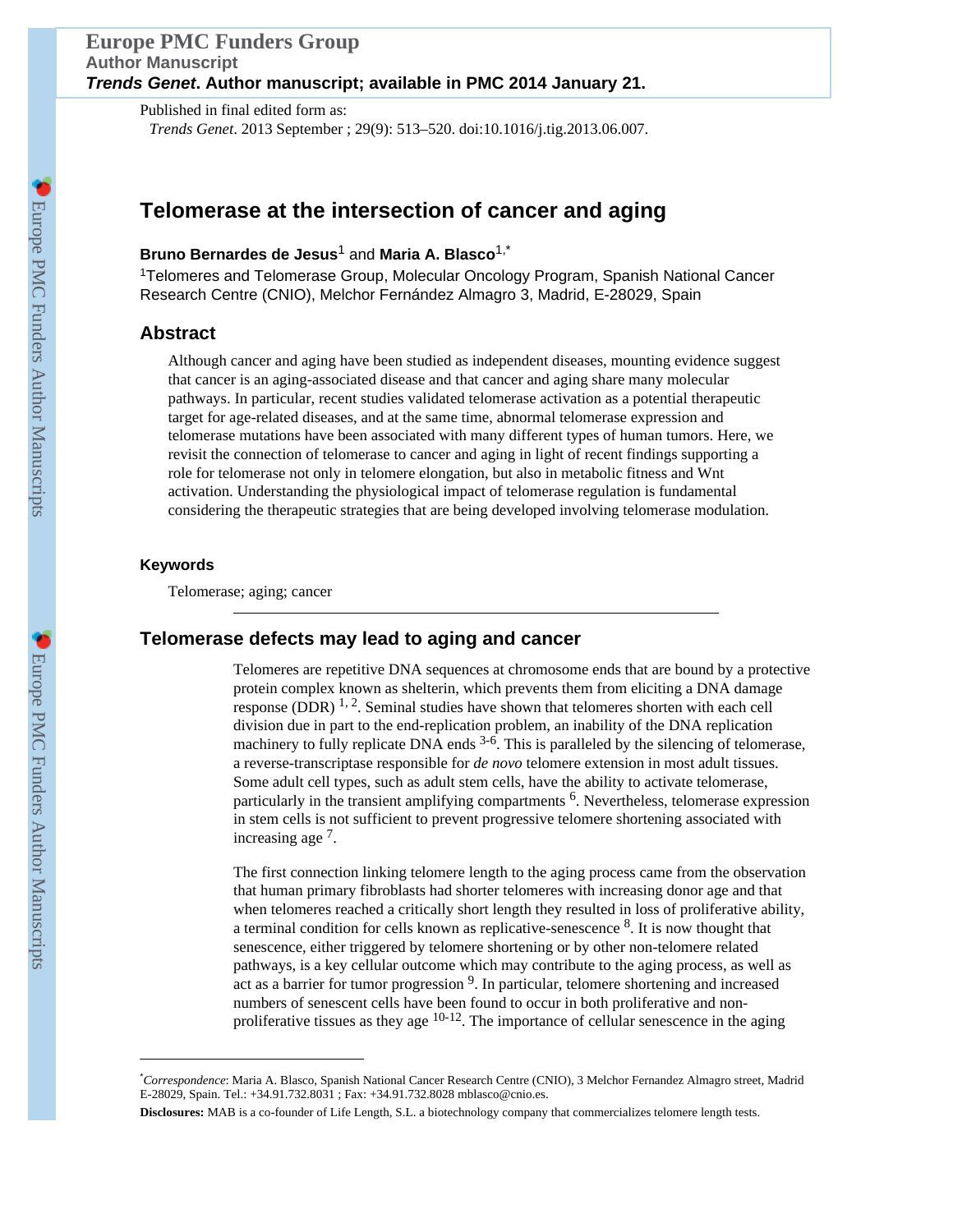Published in final edited form as:

*Trends Genet*. 2013 September ; 29(9): 513–520. doi:10.1016/j.tig.2013.06.007.

# Telomerase at the intersection of cancer and aging

**Bruno Bernardes de Jesus**[1] and **Maria A. Blasco**[1,*]

[1]Telomeres and Telomerase Group, Molecular Oncology Program, Spanish National Cancer Research Centre (CNIO), Melchor Fernández Almagro 3, Madrid, E-28029, Spain

## Abstract

Although cancer and aging have been studied as independent diseases, mounting evidence suggest that cancer is an aging-associated disease and that cancer and aging share many molecular pathways. In particular, recent studies validated telomerase activation as a potential therapeutic target for age-related diseases, and at the same time, abnormal telomerase expression and telomerase mutations have been associated with many different types of human tumors. Here, we revisit the connection of telomerase to cancer and aging in light of recent findings supporting a role for telomerase not only in telomere elongation, but also in metabolic fitness and Wnt activation. Understanding the physiological impact of telomerase regulation is fundamental considering the therapeutic strategies that are being developed involving telomerase modulation.

### Keywords

Telomerase; aging; cancer

## Telomerase defects may lead to aging and cancer

Telomeres are repetitive DNA sequences at chromosome ends that are bound by a protective protein complex known as shelterin, which prevents them from eliciting a DNA damage response (DDR) [1, 2]. Seminal studies have shown that telomeres shorten with each cell division due in part to the end-replication problem, an inability of the DNA replication machinery to fully replicate DNA ends [3-6]. This is paralleled by the silencing of telomerase, a reverse-transcriptase responsible for *de novo* telomere extension in most adult tissues. Some adult cell types, such as adult stem cells, have the ability to activate telomerase, particularly in the transient amplifying compartments [6]. Nevertheless, telomerase expression in stem cells is not sufficient to prevent progressive telomere shortening associated with increasing age [7].

The first connection linking telomere length to the aging process came from the observation that human primary fibroblasts had shorter telomeres with increasing donor age and that when telomeres reached a critically short length they resulted in loss of proliferative ability, a terminal condition for cells known as replicative-senescence [8]. It is now thought that senescence, either triggered by telomere shortening or by other non-telomere related pathways, is a key cellular outcome which may contribute to the aging process, as well as act as a barrier for tumor progression [9]. In particular, telomere shortening and increased numbers of senescent cells have been found to occur in both proliferative and non-proliferative tissues as they age [10-12]. The importance of cellular senescence in the aging

---

*Correspondence*: Maria A. Blasco, Spanish National Cancer Research Centre (CNIO), 3 Melchor Fernandez Almagro street, Madrid E-28029, Spain. Tel.: +34.91.732.8031 ; Fax: +34.91.732.8028 mblasco@cnio.es.

**Disclosures:** MAB is a co-founder of Life Length, S.L. a biotechnology company that commercializes telomere length tests.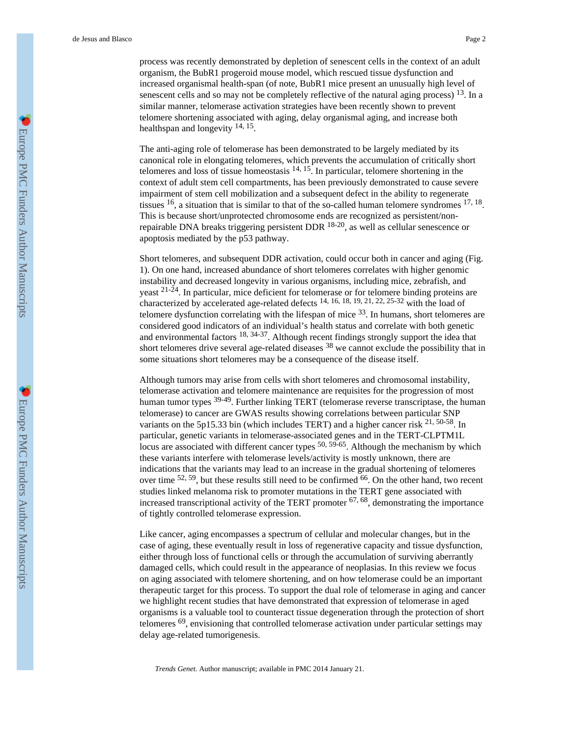process was recently demonstrated by depletion of senescent cells in the context of an adult organism, the BubR1 progeroid mouse model, which rescued tissue dysfunction and increased organismal health-span (of note, BubR1 mice present an unusually high level of senescent cells and so may not be completely reflective of the natural aging process) [13]. In a similar manner, telomerase activation strategies have been recently shown to prevent telomere shortening associated with aging, delay organismal aging, and increase both healthspan and longevity [14, 15].

The anti-aging role of telomerase has been demonstrated to be largely mediated by its canonical role in elongating telomeres, which prevents the accumulation of critically short telomeres and loss of tissue homeostasis [14, 15]. In particular, telomere shortening in the context of adult stem cell compartments, has been previously demonstrated to cause severe impairment of stem cell mobilization and a subsequent defect in the ability to regenerate tissues [16], a situation that is similar to that of the so-called human telomere syndromes [17, 18]. This is because short/unprotected chromosome ends are recognized as persistent/non-repairable DNA breaks triggering persistent DDR [18-20], as well as cellular senescence or apoptosis mediated by the p53 pathway.

Short telomeres, and subsequent DDR activation, could occur both in cancer and aging (Fig. 1). On one hand, increased abundance of short telomeres correlates with higher genomic instability and decreased longevity in various organisms, including mice, zebrafish, and yeast [21-24]. In particular, mice deficient for telomerase or for telomere binding proteins are characterized by accelerated age-related defects [14, 16, 18, 19, 21, 22, 25-32] with the load of telomere dysfunction correlating with the lifespan of mice [33]. In humans, short telomeres are considered good indicators of an individual's health status and correlate with both genetic and environmental factors [18, 34-37]. Although recent findings strongly support the idea that short telomeres drive several age-related diseases [38] we cannot exclude the possibility that in some situations short telomeres may be a consequence of the disease itself.

Although tumors may arise from cells with short telomeres and chromosomal instability, telomerase activation and telomere maintenance are requisites for the progression of most human tumor types [39-49]. Further linking TERT (telomerase reverse transcriptase, the human telomerase) to cancer are GWAS results showing correlations between particular SNP variants on the 5p15.33 bin (which includes TERT) and a higher cancer risk [21, 50-58]. In particular, genetic variants in telomerase-associated genes and in the TERT-CLPTM1L locus are associated with different cancer types [50, 59-65]. Although the mechanism by which these variants interfere with telomerase levels/activity is mostly unknown, there are indications that the variants may lead to an increase in the gradual shortening of telomeres over time [52, 59], but these results still need to be confirmed [66]. On the other hand, two recent studies linked melanoma risk to promoter mutations in the TERT gene associated with increased transcriptional activity of the TERT promoter [67, 68], demonstrating the importance of tightly controlled telomerase expression.

Like cancer, aging encompasses a spectrum of cellular and molecular changes, but in the case of aging, these eventually result in loss of regenerative capacity and tissue dysfunction, either through loss of functional cells or through the accumulation of surviving aberrantly damaged cells, which could result in the appearance of neoplasias. In this review we focus on aging associated with telomere shortening, and on how telomerase could be an important therapeutic target for this process. To support the dual role of telomerase in aging and cancer we highlight recent studies that have demonstrated that expression of telomerase in aged organisms is a valuable tool to counteract tissue degeneration through the protection of short telomeres [69], envisioning that controlled telomerase activation under particular settings may delay age-related tumorigenesis.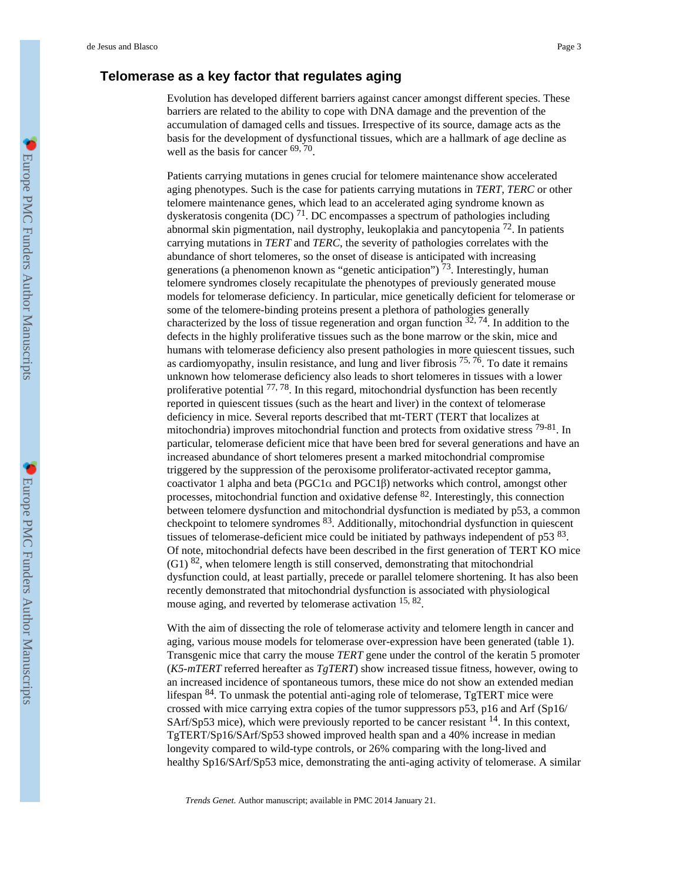## Telomerase as a key factor that regulates aging

Evolution has developed different barriers against cancer amongst different species. These barriers are related to the ability to cope with DNA damage and the prevention of the accumulation of damaged cells and tissues. Irrespective of its source, damage acts as the basis for the development of dysfunctional tissues, which are a hallmark of age decline as well as the basis for cancer [69, 70].

Patients carrying mutations in genes crucial for telomere maintenance show accelerated aging phenotypes. Such is the case for patients carrying mutations in *TERT*, *TERC* or other telomere maintenance genes, which lead to an accelerated aging syndrome known as dyskeratosis congenita (DC) [71]. DC encompasses a spectrum of pathologies including abnormal skin pigmentation, nail dystrophy, leukoplakia and pancytopenia [72]. In patients carrying mutations in *TERT* and *TERC*, the severity of pathologies correlates with the abundance of short telomeres, so the onset of disease is anticipated with increasing generations (a phenomenon known as "genetic anticipation") [73]. Interestingly, human telomere syndromes closely recapitulate the phenotypes of previously generated mouse models for telomerase deficiency. In particular, mice genetically deficient for telomerase or some of the telomere-binding proteins present a plethora of pathologies generally characterized by the loss of tissue regeneration and organ function [32, 74]. In addition to the defects in the highly proliferative tissues such as the bone marrow or the skin, mice and humans with telomerase deficiency also present pathologies in more quiescent tissues, such as cardiomyopathy, insulin resistance, and lung and liver fibrosis [75, 76]. To date it remains unknown how telomerase deficiency also leads to short telomeres in tissues with a lower proliferative potential [77, 78]. In this regard, mitochondrial dysfunction has been recently reported in quiescent tissues (such as the heart and liver) in the context of telomerase deficiency in mice. Several reports described that mt-TERT (TERT that localizes at mitochondria) improves mitochondrial function and protects from oxidative stress [79-81]. In particular, telomerase deficient mice that have been bred for several generations and have an increased abundance of short telomeres present a marked mitochondrial compromise triggered by the suppression of the peroxisome proliferator-activated receptor gamma, coactivator 1 alpha and beta (PGC1α and PGC1β) networks which control, amongst other processes, mitochondrial function and oxidative defense [82]. Interestingly, this connection between telomere dysfunction and mitochondrial dysfunction is mediated by p53, a common checkpoint to telomere syndromes [83]. Additionally, mitochondrial dysfunction in quiescent tissues of telomerase-deficient mice could be initiated by pathways independent of p53 [83]. Of note, mitochondrial defects have been described in the first generation of TERT KO mice (G1) [82], when telomere length is still conserved, demonstrating that mitochondrial dysfunction could, at least partially, precede or parallel telomere shortening. It has also been recently demonstrated that mitochondrial dysfunction is associated with physiological mouse aging, and reverted by telomerase activation [15, 82].

With the aim of dissecting the role of telomerase activity and telomere length in cancer and aging, various mouse models for telomerase over-expression have been generated (table 1). Transgenic mice that carry the mouse *TERT* gene under the control of the keratin 5 promoter (*K5-mTERT* referred hereafter as *TgTERT*) show increased tissue fitness, however, owing to an increased incidence of spontaneous tumors, these mice do not show an extended median lifespan [84]. To unmask the potential anti-aging role of telomerase, TgTERT mice were crossed with mice carrying extra copies of the tumor suppressors p53, p16 and Arf (Sp16/SArf/Sp53 mice), which were previously reported to be cancer resistant [14]. In this context, TgTERT/Sp16/SArf/Sp53 showed improved health span and a 40% increase in median longevity compared to wild-type controls, or 26% comparing with the long-lived and healthy Sp16/SArf/Sp53 mice, demonstrating the anti-aging activity of telomerase. A similar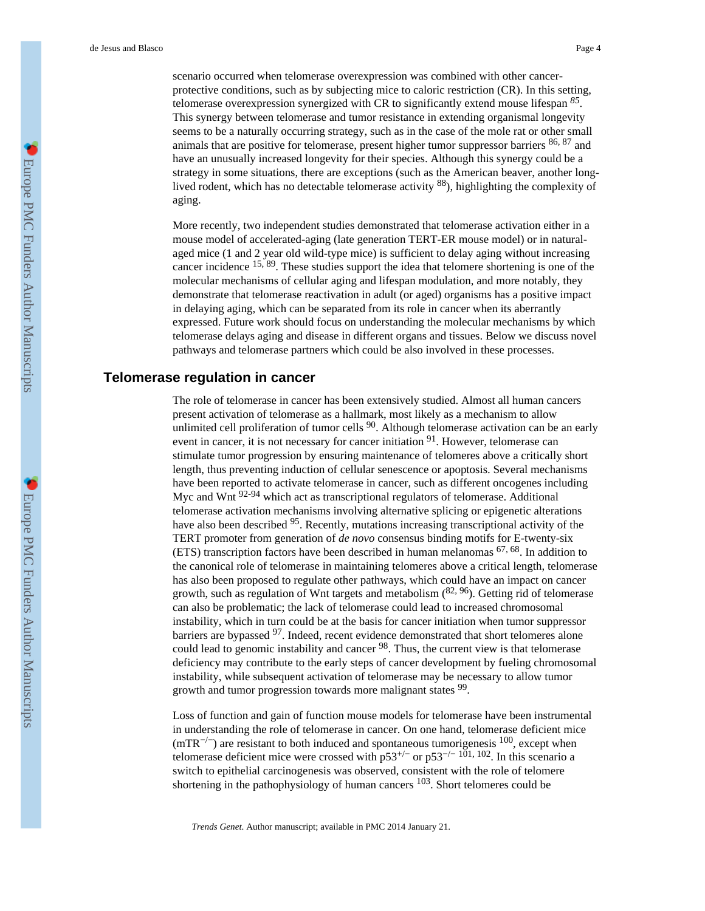scenario occurred when telomerase overexpression was combined with other cancer-protective conditions, such as by subjecting mice to caloric restriction (CR). In this setting, telomerase overexpression synergized with CR to significantly extend mouse lifespan [85]. This synergy between telomerase and tumor resistance in extending organismal longevity seems to be a naturally occurring strategy, such as in the case of the mole rat or other small animals that are positive for telomerase, present higher tumor suppressor barriers [86, 87] and have an unusually increased longevity for their species. Although this synergy could be a strategy in some situations, there are exceptions (such as the American beaver, another long-lived rodent, which has no detectable telomerase activity [88]), highlighting the complexity of aging.

More recently, two independent studies demonstrated that telomerase activation either in a mouse model of accelerated-aging (late generation TERT-ER mouse model) or in natural-aged mice (1 and 2 year old wild-type mice) is sufficient to delay aging without increasing cancer incidence [15, 89]. These studies support the idea that telomere shortening is one of the molecular mechanisms of cellular aging and lifespan modulation, and more notably, they demonstrate that telomerase reactivation in adult (or aged) organisms has a positive impact in delaying aging, which can be separated from its role in cancer when its aberrantly expressed. Future work should focus on understanding the molecular mechanisms by which telomerase delays aging and disease in different organs and tissues. Below we discuss novel pathways and telomerase partners which could be also involved in these processes.

## Telomerase regulation in cancer

The role of telomerase in cancer has been extensively studied. Almost all human cancers present activation of telomerase as a hallmark, most likely as a mechanism to allow unlimited cell proliferation of tumor cells [90]. Although telomerase activation can be an early event in cancer, it is not necessary for cancer initiation [91]. However, telomerase can stimulate tumor progression by ensuring maintenance of telomeres above a critically short length, thus preventing induction of cellular senescence or apoptosis. Several mechanisms have been reported to activate telomerase in cancer, such as different oncogenes including Myc and Wnt [92-94] which act as transcriptional regulators of telomerase. Additional telomerase activation mechanisms involving alternative splicing or epigenetic alterations have also been described [95]. Recently, mutations increasing transcriptional activity of the TERT promoter from generation of *de novo* consensus binding motifs for E-twenty-six (ETS) transcription factors have been described in human melanomas [67, 68]. In addition to the canonical role of telomerase in maintaining telomeres above a critical length, telomerase has also been proposed to regulate other pathways, which could have an impact on cancer growth, such as regulation of Wnt targets and metabolism ([82, 96]). Getting rid of telomerase can also be problematic; the lack of telomerase could lead to increased chromosomal instability, which in turn could be at the basis for cancer initiation when tumor suppressor barriers are bypassed [97]. Indeed, recent evidence demonstrated that short telomeres alone could lead to genomic instability and cancer [98]. Thus, the current view is that telomerase deficiency may contribute to the early steps of cancer development by fueling chromosomal instability, while subsequent activation of telomerase may be necessary to allow tumor growth and tumor progression towards more malignant states [99].

Loss of function and gain of function mouse models for telomerase have been instrumental in understanding the role of telomerase in cancer. On one hand, telomerase deficient mice ($mTR^{-/-}$) are resistant to both induced and spontaneous tumorigenesis [100], except when telomerase deficient mice were crossed with $p53^{+/-}$ or $p53^{-/-}$ [101, 102]. In this scenario a switch to epithelial carcinogenesis was observed, consistent with the role of telomere shortening in the pathophysiology of human cancers [103]. Short telomeres could be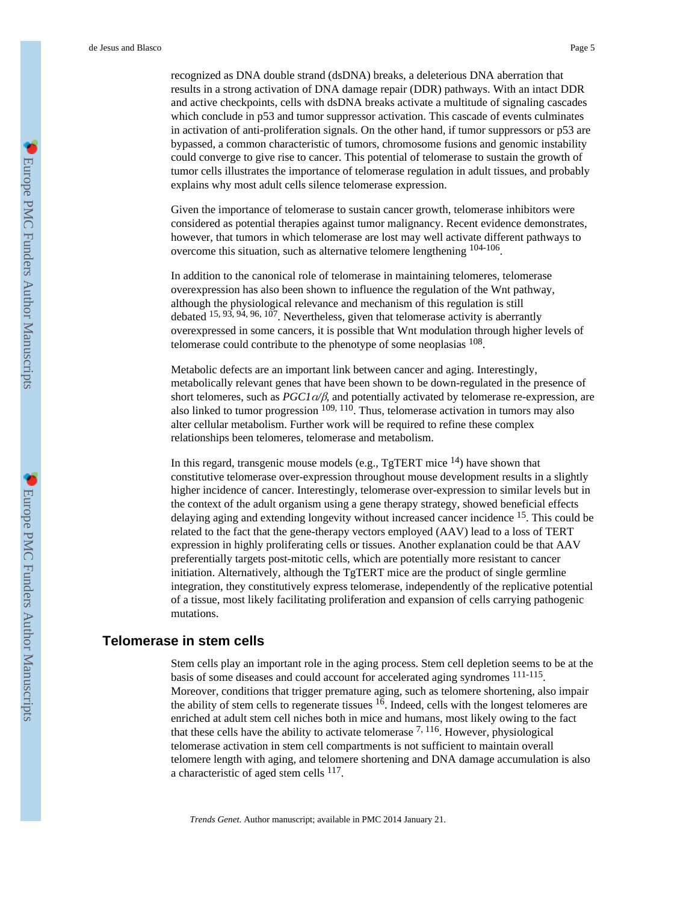recognized as DNA double strand (dsDNA) breaks, a deleterious DNA aberration that results in a strong activation of DNA damage repair (DDR) pathways. With an intact DDR and active checkpoints, cells with dsDNA breaks activate a multitude of signaling cascades which conclude in p53 and tumor suppressor activation. This cascade of events culminates in activation of anti-proliferation signals. On the other hand, if tumor suppressors or p53 are bypassed, a common characteristic of tumors, chromosome fusions and genomic instability could converge to give rise to cancer. This potential of telomerase to sustain the growth of tumor cells illustrates the importance of telomerase regulation in adult tissues, and probably explains why most adult cells silence telomerase expression.

Given the importance of telomerase to sustain cancer growth, telomerase inhibitors were considered as potential therapies against tumor malignancy. Recent evidence demonstrates, however, that tumors in which telomerase are lost may well activate different pathways to overcome this situation, such as alternative telomere lengthening [104-106].

In addition to the canonical role of telomerase in maintaining telomeres, telomerase overexpression has also been shown to influence the regulation of the Wnt pathway, although the physiological relevance and mechanism of this regulation is still debated [15, 93, 94, 96, 107]. Nevertheless, given that telomerase activity is aberrantly overexpressed in some cancers, it is possible that Wnt modulation through higher levels of telomerase could contribute to the phenotype of some neoplasias [108].

Metabolic defects are an important link between cancer and aging. Interestingly, metabolically relevant genes that have been shown to be down-regulated in the presence of short telomeres, such as *PGC1α/β*, and potentially activated by telomerase re-expression, are also linked to tumor progression [109, 110]. Thus, telomerase activation in tumors may also alter cellular metabolism. Further work will be required to refine these complex relationships been telomeres, telomerase and metabolism.

In this regard, transgenic mouse models (e.g., TgTERT mice [14]) have shown that constitutive telomerase over-expression throughout mouse development results in a slightly higher incidence of cancer. Interestingly, telomerase over-expression to similar levels but in the context of the adult organism using a gene therapy strategy, showed beneficial effects delaying aging and extending longevity without increased cancer incidence [15]. This could be related to the fact that the gene-therapy vectors employed (AAV) lead to a loss of TERT expression in highly proliferating cells or tissues. Another explanation could be that AAV preferentially targets post-mitotic cells, which are potentially more resistant to cancer initiation. Alternatively, although the TgTERT mice are the product of single germline integration, they constitutively express telomerase, independently of the replicative potential of a tissue, most likely facilitating proliferation and expansion of cells carrying pathogenic mutations.

## Telomerase in stem cells

Stem cells play an important role in the aging process. Stem cell depletion seems to be at the basis of some diseases and could account for accelerated aging syndromes [111-115]. Moreover, conditions that trigger premature aging, such as telomere shortening, also impair the ability of stem cells to regenerate tissues [16]. Indeed, cells with the longest telomeres are enriched at adult stem cell niches both in mice and humans, most likely owing to the fact that these cells have the ability to activate telomerase [7, 116]. However, physiological telomerase activation in stem cell compartments is not sufficient to maintain overall telomere length with aging, and telomere shortening and DNA damage accumulation is also a characteristic of aged stem cells [117].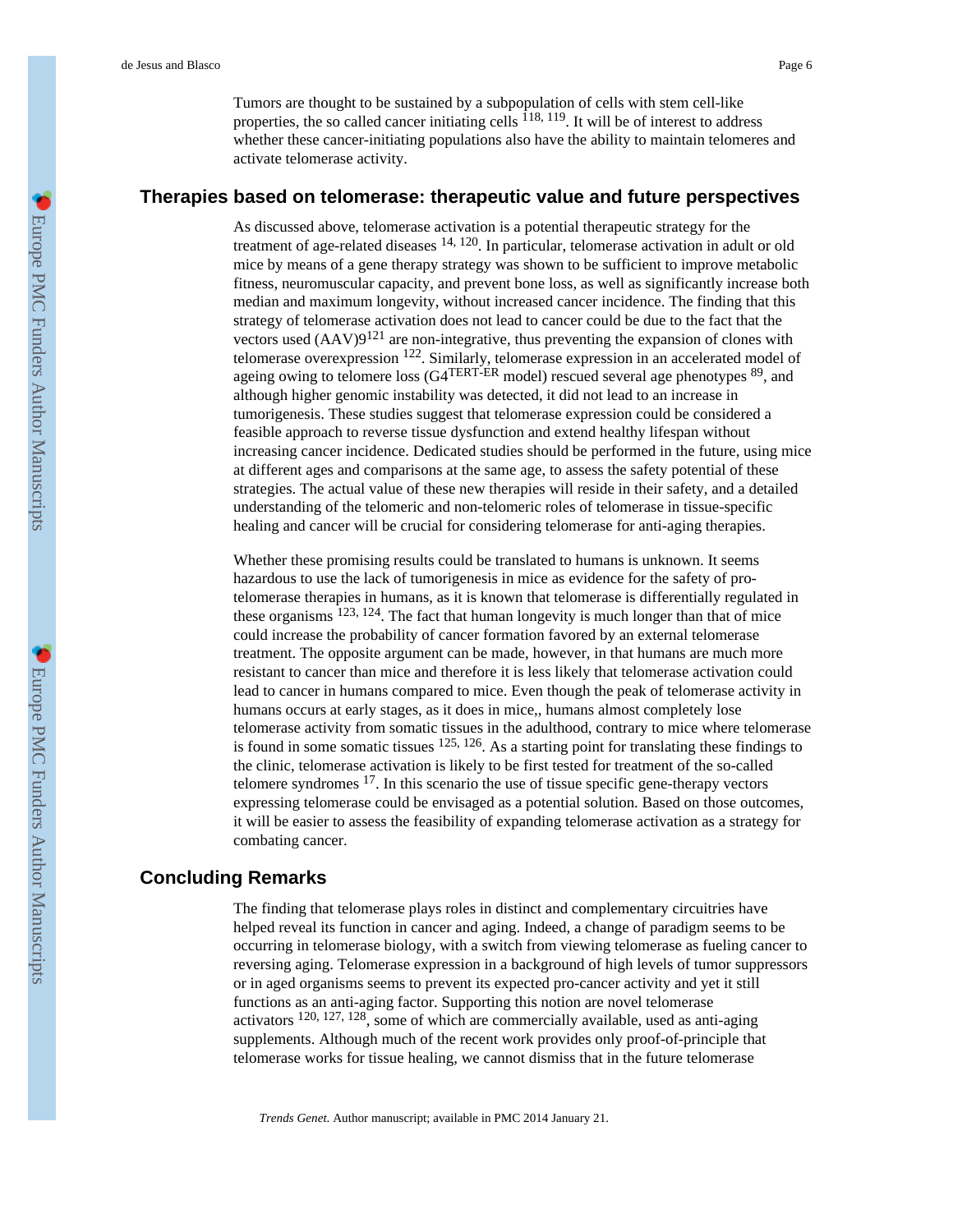Tumors are thought to be sustained by a subpopulation of cells with stem cell-like properties, the so called cancer initiating cells [118, 119]. It will be of interest to address whether these cancer-initiating populations also have the ability to maintain telomeres and activate telomerase activity.

## Therapies based on telomerase: therapeutic value and future perspectives

As discussed above, telomerase activation is a potential therapeutic strategy for the treatment of age-related diseases [14, 120]. In particular, telomerase activation in adult or old mice by means of a gene therapy strategy was shown to be sufficient to improve metabolic fitness, neuromuscular capacity, and prevent bone loss, as well as significantly increase both median and maximum longevity, without increased cancer incidence. The finding that this strategy of telomerase activation does not lead to cancer could be due to the fact that the vectors used (AAV)9[121] are non-integrative, thus preventing the expansion of clones with telomerase overexpression [122]. Similarly, telomerase expression in an accelerated model of ageing owing to telomere loss (G4$^{TERT\text{-}ER}$ model) rescued several age phenotypes [89], and although higher genomic instability was detected, it did not lead to an increase in tumorigenesis. These studies suggest that telomerase expression could be considered a feasible approach to reverse tissue dysfunction and extend healthy lifespan without increasing cancer incidence. Dedicated studies should be performed in the future, using mice at different ages and comparisons at the same age, to assess the safety potential of these strategies. The actual value of these new therapies will reside in their safety, and a detailed understanding of the telomeric and non-telomeric roles of telomerase in tissue-specific healing and cancer will be crucial for considering telomerase for anti-aging therapies.

Whether these promising results could be translated to humans is unknown. It seems hazardous to use the lack of tumorigenesis in mice as evidence for the safety of pro-telomerase therapies in humans, as it is known that telomerase is differentially regulated in these organisms [123, 124]. The fact that human longevity is much longer than that of mice could increase the probability of cancer formation favored by an external telomerase treatment. The opposite argument can be made, however, in that humans are much more resistant to cancer than mice and therefore it is less likely that telomerase activation could lead to cancer in humans compared to mice. Even though the peak of telomerase activity in humans occurs at early stages, as it does in mice,, humans almost completely lose telomerase activity from somatic tissues in the adulthood, contrary to mice where telomerase is found in some somatic tissues [125, 126]. As a starting point for translating these findings to the clinic, telomerase activation is likely to be first tested for treatment of the so-called telomere syndromes [17]. In this scenario the use of tissue specific gene-therapy vectors expressing telomerase could be envisaged as a potential solution. Based on those outcomes, it will be easier to assess the feasibility of expanding telomerase activation as a strategy for combating cancer.

## Concluding Remarks

The finding that telomerase plays roles in distinct and complementary circuitries have helped reveal its function in cancer and aging. Indeed, a change of paradigm seems to be occurring in telomerase biology, with a switch from viewing telomerase as fueling cancer to reversing aging. Telomerase expression in a background of high levels of tumor suppressors or in aged organisms seems to prevent its expected pro-cancer activity and yet it still functions as an anti-aging factor. Supporting this notion are novel telomerase activators [120, 127, 128], some of which are commercially available, used as anti-aging supplements. Although much of the recent work provides only proof-of-principle that telomerase works for tissue healing, we cannot dismiss that in the future telomerase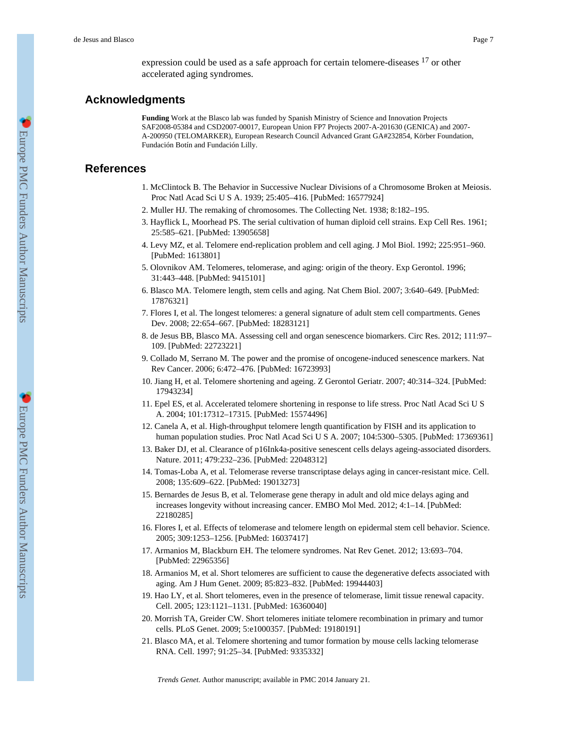expression could be used as a safe approach for certain telomere-diseases [17] or other accelerated aging syndromes.

## Acknowledgments

**Funding** Work at the Blasco lab was funded by Spanish Ministry of Science and Innovation Projects SAF2008-05384 and CSD2007-00017, European Union FP7 Projects 2007-A-201630 (GENICA) and 2007-A-200950 (TELOMARKER), European Research Council Advanced Grant GA#232854, Körber Foundation, Fundación Botín and Fundación Lilly.

## References

1. McClintock B. The Behavior in Successive Nuclear Divisions of a Chromosome Broken at Meiosis. Proc Natl Acad Sci U S A. 1939; 25:405–416. [PubMed: 16577924]
2. Muller HJ. The remaking of chromosomes. The Collecting Net. 1938; 8:182–195.
3. Hayflick L, Moorhead PS. The serial cultivation of human diploid cell strains. Exp Cell Res. 1961; 25:585–621. [PubMed: 13905658]
4. Levy MZ, et al. Telomere end-replication problem and cell aging. J Mol Biol. 1992; 225:951–960. [PubMed: 1613801]
5. Olovnikov AM. Telomeres, telomerase, and aging: origin of the theory. Exp Gerontol. 1996; 31:443–448. [PubMed: 9415101]
6. Blasco MA. Telomere length, stem cells and aging. Nat Chem Biol. 2007; 3:640–649. [PubMed: 17876321]
7. Flores I, et al. The longest telomeres: a general signature of adult stem cell compartments. Genes Dev. 2008; 22:654–667. [PubMed: 18283121]
8. de Jesus BB, Blasco MA. Assessing cell and organ senescence biomarkers. Circ Res. 2012; 111:97–109. [PubMed: 22723221]
9. Collado M, Serrano M. The power and the promise of oncogene-induced senescence markers. Nat Rev Cancer. 2006; 6:472–476. [PubMed: 16723993]
10. Jiang H, et al. Telomere shortening and ageing. Z Gerontol Geriatr. 2007; 40:314–324. [PubMed: 17943234]
11. Epel ES, et al. Accelerated telomere shortening in response to life stress. Proc Natl Acad Sci U S A. 2004; 101:17312–17315. [PubMed: 15574496]
12. Canela A, et al. High-throughput telomere length quantification by FISH and its application to human population studies. Proc Natl Acad Sci U S A. 2007; 104:5300–5305. [PubMed: 17369361]
13. Baker DJ, et al. Clearance of p16Ink4a-positive senescent cells delays ageing-associated disorders. Nature. 2011; 479:232–236. [PubMed: 22048312]
14. Tomas-Loba A, et al. Telomerase reverse transcriptase delays aging in cancer-resistant mice. Cell. 2008; 135:609–622. [PubMed: 19013273]
15. Bernardes de Jesus B, et al. Telomerase gene therapy in adult and old mice delays aging and increases longevity without increasing cancer. EMBO Mol Med. 2012; 4:1–14. [PubMed: 22180285]
16. Flores I, et al. Effects of telomerase and telomere length on epidermal stem cell behavior. Science. 2005; 309:1253–1256. [PubMed: 16037417]
17. Armanios M, Blackburn EH. The telomere syndromes. Nat Rev Genet. 2012; 13:693–704. [PubMed: 22965356]
18. Armanios M, et al. Short telomeres are sufficient to cause the degenerative defects associated with aging. Am J Hum Genet. 2009; 85:823–832. [PubMed: 19944403]
19. Hao LY, et al. Short telomeres, even in the presence of telomerase, limit tissue renewal capacity. Cell. 2005; 123:1121–1131. [PubMed: 16360040]
20. Morrish TA, Greider CW. Short telomeres initiate telomere recombination in primary and tumor cells. PLoS Genet. 2009; 5:e1000357. [PubMed: 19180191]
21. Blasco MA, et al. Telomere shortening and tumor formation by mouse cells lacking telomerase RNA. Cell. 1997; 91:25–34. [PubMed: 9335332]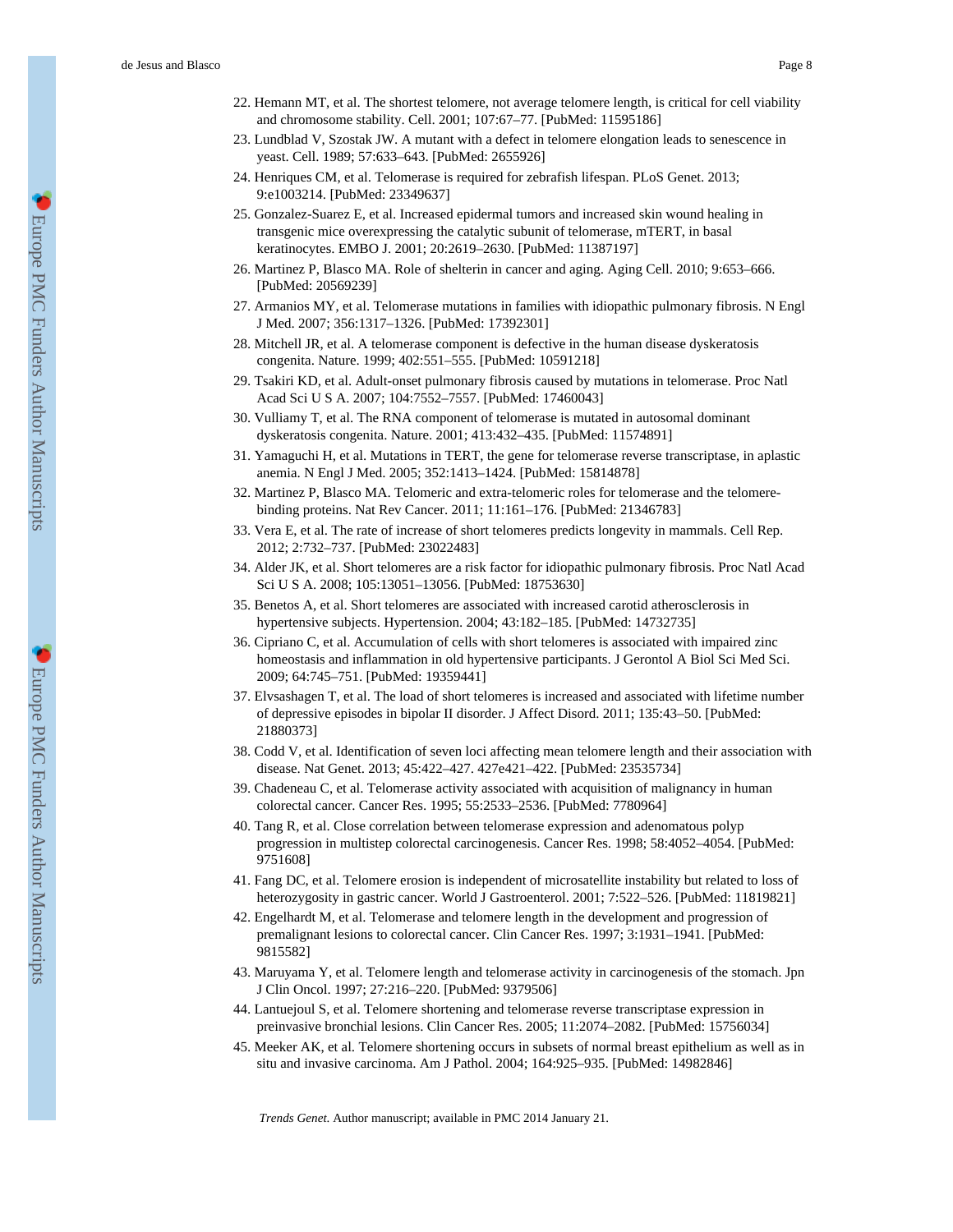22. Hemann MT, et al. The shortest telomere, not average telomere length, is critical for cell viability and chromosome stability. Cell. 2001; 107:67–77. [PubMed: 11595186]
23. Lundblad V, Szostak JW. A mutant with a defect in telomere elongation leads to senescence in yeast. Cell. 1989; 57:633–643. [PubMed: 2655926]
24. Henriques CM, et al. Telomerase is required for zebrafish lifespan. PLoS Genet. 2013; 9:e1003214. [PubMed: 23349637]
25. Gonzalez-Suarez E, et al. Increased epidermal tumors and increased skin wound healing in transgenic mice overexpressing the catalytic subunit of telomerase, mTERT, in basal keratinocytes. EMBO J. 2001; 20:2619–2630. [PubMed: 11387197]
26. Martinez P, Blasco MA. Role of shelterin in cancer and aging. Aging Cell. 2010; 9:653–666. [PubMed: 20569239]
27. Armanios MY, et al. Telomerase mutations in families with idiopathic pulmonary fibrosis. N Engl J Med. 2007; 356:1317–1326. [PubMed: 17392301]
28. Mitchell JR, et al. A telomerase component is defective in the human disease dyskeratosis congenita. Nature. 1999; 402:551–555. [PubMed: 10591218]
29. Tsakiri KD, et al. Adult-onset pulmonary fibrosis caused by mutations in telomerase. Proc Natl Acad Sci U S A. 2007; 104:7552–7557. [PubMed: 17460043]
30. Vulliamy T, et al. The RNA component of telomerase is mutated in autosomal dominant dyskeratosis congenita. Nature. 2001; 413:432–435. [PubMed: 11574891]
31. Yamaguchi H, et al. Mutations in TERT, the gene for telomerase reverse transcriptase, in aplastic anemia. N Engl J Med. 2005; 352:1413–1424. [PubMed: 15814878]
32. Martinez P, Blasco MA. Telomeric and extra-telomeric roles for telomerase and the telomere-binding proteins. Nat Rev Cancer. 2011; 11:161–176. [PubMed: 21346783]
33. Vera E, et al. The rate of increase of short telomeres predicts longevity in mammals. Cell Rep. 2012; 2:732–737. [PubMed: 23022483]
34. Alder JK, et al. Short telomeres are a risk factor for idiopathic pulmonary fibrosis. Proc Natl Acad Sci U S A. 2008; 105:13051–13056. [PubMed: 18753630]
35. Benetos A, et al. Short telomeres are associated with increased carotid atherosclerosis in hypertensive subjects. Hypertension. 2004; 43:182–185. [PubMed: 14732735]
36. Cipriano C, et al. Accumulation of cells with short telomeres is associated with impaired zinc homeostasis and inflammation in old hypertensive participants. J Gerontol A Biol Sci Med Sci. 2009; 64:745–751. [PubMed: 19359441]
37. Elvsashagen T, et al. The load of short telomeres is increased and associated with lifetime number of depressive episodes in bipolar II disorder. J Affect Disord. 2011; 135:43–50. [PubMed: 21880373]
38. Codd V, et al. Identification of seven loci affecting mean telomere length and their association with disease. Nat Genet. 2013; 45:422–427. 427e421–422. [PubMed: 23535734]
39. Chadeneau C, et al. Telomerase activity associated with acquisition of malignancy in human colorectal cancer. Cancer Res. 1995; 55:2533–2536. [PubMed: 7780964]
40. Tang R, et al. Close correlation between telomerase expression and adenomatous polyp progression in multistep colorectal carcinogenesis. Cancer Res. 1998; 58:4052–4054. [PubMed: 9751608]
41. Fang DC, et al. Telomere erosion is independent of microsatellite instability but related to loss of heterozygosity in gastric cancer. World J Gastroenterol. 2001; 7:522–526. [PubMed: 11819821]
42. Engelhardt M, et al. Telomerase and telomere length in the development and progression of premalignant lesions to colorectal cancer. Clin Cancer Res. 1997; 3:1931–1941. [PubMed: 9815582]
43. Maruyama Y, et al. Telomere length and telomerase activity in carcinogenesis of the stomach. Jpn J Clin Oncol. 1997; 27:216–220. [PubMed: 9379506]
44. Lantuejoul S, et al. Telomere shortening and telomerase reverse transcriptase expression in preinvasive bronchial lesions. Clin Cancer Res. 2005; 11:2074–2082. [PubMed: 15756034]
45. Meeker AK, et al. Telomere shortening occurs in subsets of normal breast epithelium as well as in situ and invasive carcinoma. Am J Pathol. 2004; 164:925–935. [PubMed: 14982846]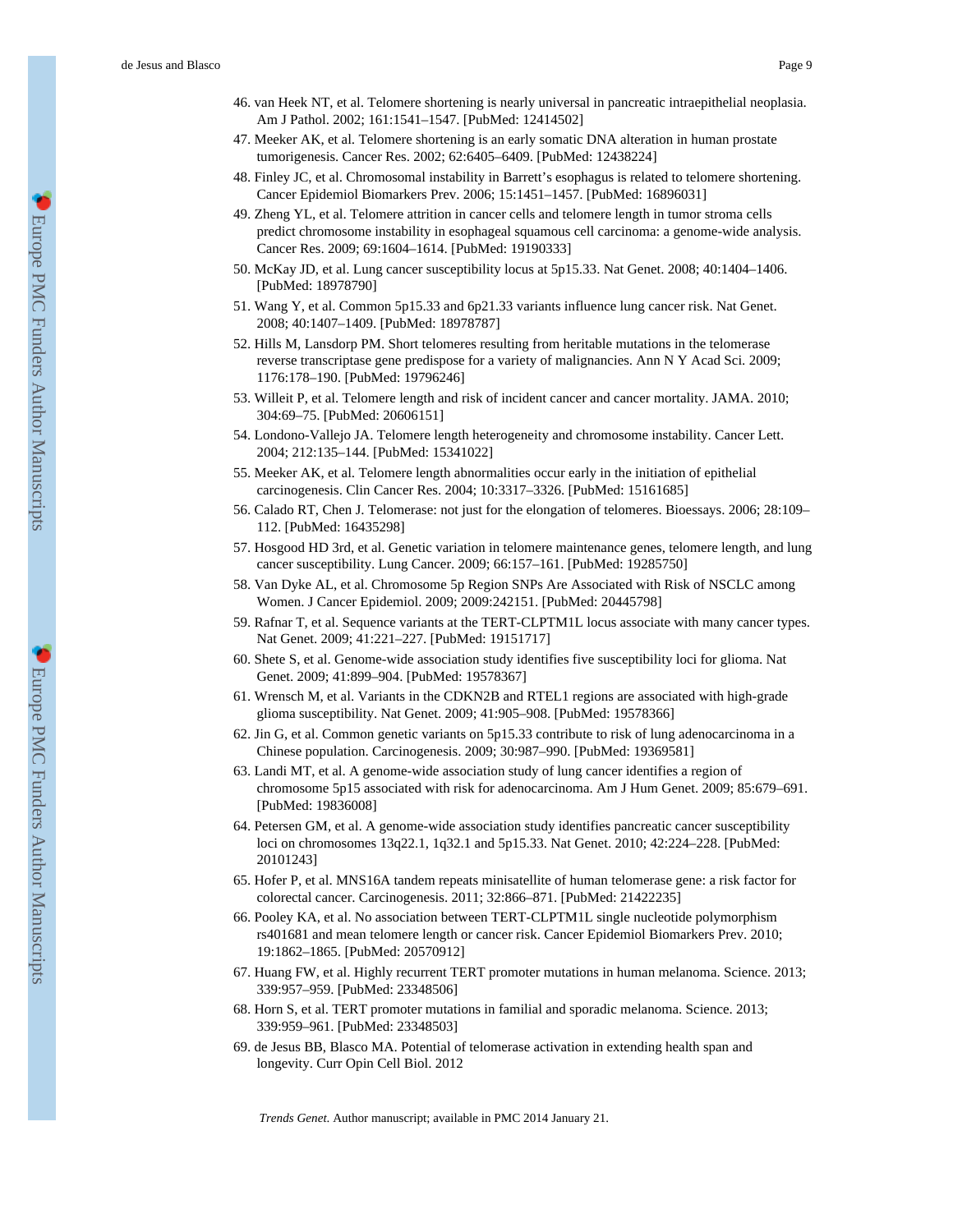46. van Heek NT, et al. Telomere shortening is nearly universal in pancreatic intraepithelial neoplasia. Am J Pathol. 2002; 161:1541–1547. [PubMed: 12414502]
47. Meeker AK, et al. Telomere shortening is an early somatic DNA alteration in human prostate tumorigenesis. Cancer Res. 2002; 62:6405–6409. [PubMed: 12438224]
48. Finley JC, et al. Chromosomal instability in Barrett's esophagus is related to telomere shortening. Cancer Epidemiol Biomarkers Prev. 2006; 15:1451–1457. [PubMed: 16896031]
49. Zheng YL, et al. Telomere attrition in cancer cells and telomere length in tumor stroma cells predict chromosome instability in esophageal squamous cell carcinoma: a genome-wide analysis. Cancer Res. 2009; 69:1604–1614. [PubMed: 19190333]
50. McKay JD, et al. Lung cancer susceptibility locus at 5p15.33. Nat Genet. 2008; 40:1404–1406. [PubMed: 18978790]
51. Wang Y, et al. Common 5p15.33 and 6p21.33 variants influence lung cancer risk. Nat Genet. 2008; 40:1407–1409. [PubMed: 18978787]
52. Hills M, Lansdorp PM. Short telomeres resulting from heritable mutations in the telomerase reverse transcriptase gene predispose for a variety of malignancies. Ann N Y Acad Sci. 2009; 1176:178–190. [PubMed: 19796246]
53. Willeit P, et al. Telomere length and risk of incident cancer and cancer mortality. JAMA. 2010; 304:69–75. [PubMed: 20606151]
54. Londono-Vallejo JA. Telomere length heterogeneity and chromosome instability. Cancer Lett. 2004; 212:135–144. [PubMed: 15341022]
55. Meeker AK, et al. Telomere length abnormalities occur early in the initiation of epithelial carcinogenesis. Clin Cancer Res. 2004; 10:3317–3326. [PubMed: 15161685]
56. Calado RT, Chen J. Telomerase: not just for the elongation of telomeres. Bioessays. 2006; 28:109–112. [PubMed: 16435298]
57. Hosgood HD 3rd, et al. Genetic variation in telomere maintenance genes, telomere length, and lung cancer susceptibility. Lung Cancer. 2009; 66:157–161. [PubMed: 19285750]
58. Van Dyke AL, et al. Chromosome 5p Region SNPs Are Associated with Risk of NSCLC among Women. J Cancer Epidemiol. 2009; 2009:242151. [PubMed: 20445798]
59. Rafnar T, et al. Sequence variants at the TERT-CLPTM1L locus associate with many cancer types. Nat Genet. 2009; 41:221–227. [PubMed: 19151717]
60. Shete S, et al. Genome-wide association study identifies five susceptibility loci for glioma. Nat Genet. 2009; 41:899–904. [PubMed: 19578367]
61. Wrensch M, et al. Variants in the CDKN2B and RTEL1 regions are associated with high-grade glioma susceptibility. Nat Genet. 2009; 41:905–908. [PubMed: 19578366]
62. Jin G, et al. Common genetic variants on 5p15.33 contribute to risk of lung adenocarcinoma in a Chinese population. Carcinogenesis. 2009; 30:987–990. [PubMed: 19369581]
63. Landi MT, et al. A genome-wide association study of lung cancer identifies a region of chromosome 5p15 associated with risk for adenocarcinoma. Am J Hum Genet. 2009; 85:679–691. [PubMed: 19836008]
64. Petersen GM, et al. A genome-wide association study identifies pancreatic cancer susceptibility loci on chromosomes 13q22.1, 1q32.1 and 5p15.33. Nat Genet. 2010; 42:224–228. [PubMed: 20101243]
65. Hofer P, et al. MNS16A tandem repeats minisatellite of human telomerase gene: a risk factor for colorectal cancer. Carcinogenesis. 2011; 32:866–871. [PubMed: 21422235]
66. Pooley KA, et al. No association between TERT-CLPTM1L single nucleotide polymorphism rs401681 and mean telomere length or cancer risk. Cancer Epidemiol Biomarkers Prev. 2010; 19:1862–1865. [PubMed: 20570912]
67. Huang FW, et al. Highly recurrent TERT promoter mutations in human melanoma. Science. 2013; 339:957–959. [PubMed: 23348506]
68. Horn S, et al. TERT promoter mutations in familial and sporadic melanoma. Science. 2013; 339:959–961. [PubMed: 23348503]
69. de Jesus BB, Blasco MA. Potential of telomerase activation in extending health span and longevity. Curr Opin Cell Biol. 2012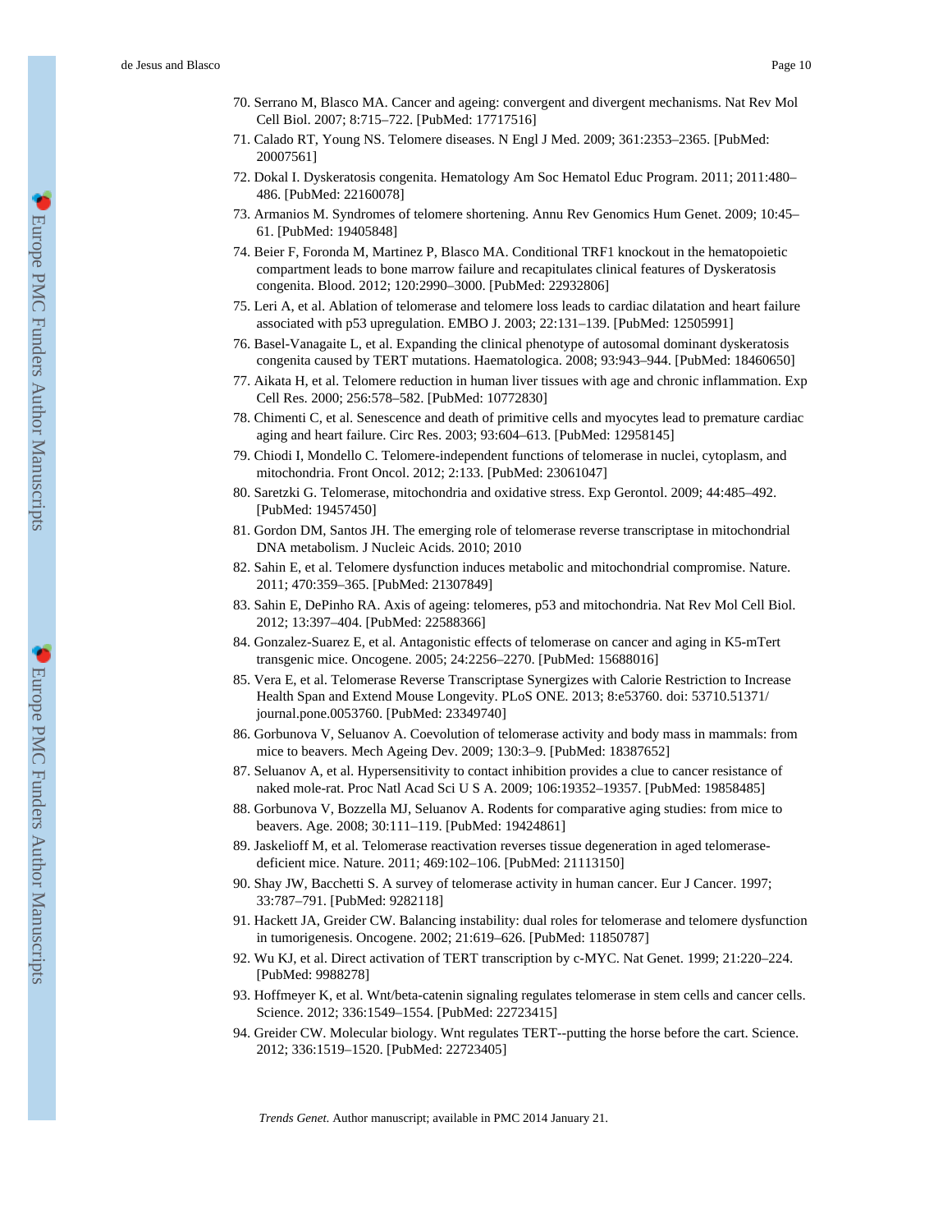70. Serrano M, Blasco MA. Cancer and ageing: convergent and divergent mechanisms. Nat Rev Mol Cell Biol. 2007; 8:715–722. [PubMed: 17717516]
71. Calado RT, Young NS. Telomere diseases. N Engl J Med. 2009; 361:2353–2365. [PubMed: 20007561]
72. Dokal I. Dyskeratosis congenita. Hematology Am Soc Hematol Educ Program. 2011; 2011:480–486. [PubMed: 22160078]
73. Armanios M. Syndromes of telomere shortening. Annu Rev Genomics Hum Genet. 2009; 10:45–61. [PubMed: 19405848]
74. Beier F, Foronda M, Martinez P, Blasco MA. Conditional TRF1 knockout in the hematopoietic compartment leads to bone marrow failure and recapitulates clinical features of Dyskeratosis congenita. Blood. 2012; 120:2990–3000. [PubMed: 22932806]
75. Leri A, et al. Ablation of telomerase and telomere loss leads to cardiac dilatation and heart failure associated with p53 upregulation. EMBO J. 2003; 22:131–139. [PubMed: 12505991]
76. Basel-Vanagaite L, et al. Expanding the clinical phenotype of autosomal dominant dyskeratosis congenita caused by TERT mutations. Haematologica. 2008; 93:943–944. [PubMed: 18460650]
77. Aikata H, et al. Telomere reduction in human liver tissues with age and chronic inflammation. Exp Cell Res. 2000; 256:578–582. [PubMed: 10772830]
78. Chimenti C, et al. Senescence and death of primitive cells and myocytes lead to premature cardiac aging and heart failure. Circ Res. 2003; 93:604–613. [PubMed: 12958145]
79. Chiodi I, Mondello C. Telomere-independent functions of telomerase in nuclei, cytoplasm, and mitochondria. Front Oncol. 2012; 2:133. [PubMed: 23061047]
80. Saretzki G. Telomerase, mitochondria and oxidative stress. Exp Gerontol. 2009; 44:485–492. [PubMed: 19457450]
81. Gordon DM, Santos JH. The emerging role of telomerase reverse transcriptase in mitochondrial DNA metabolism. J Nucleic Acids. 2010; 2010
82. Sahin E, et al. Telomere dysfunction induces metabolic and mitochondrial compromise. Nature. 2011; 470:359–365. [PubMed: 21307849]
83. Sahin E, DePinho RA. Axis of ageing: telomeres, p53 and mitochondria. Nat Rev Mol Cell Biol. 2012; 13:397–404. [PubMed: 22588366]
84. Gonzalez-Suarez E, et al. Antagonistic effects of telomerase on cancer and aging in K5-mTert transgenic mice. Oncogene. 2005; 24:2256–2270. [PubMed: 15688016]
85. Vera E, et al. Telomerase Reverse Transcriptase Synergizes with Calorie Restriction to Increase Health Span and Extend Mouse Longevity. PLoS ONE. 2013; 8:e53760. doi: 53710.51371/journal.pone.0053760. [PubMed: 23349740]
86. Gorbunova V, Seluanov A. Coevolution of telomerase activity and body mass in mammals: from mice to beavers. Mech Ageing Dev. 2009; 130:3–9. [PubMed: 18387652]
87. Seluanov A, et al. Hypersensitivity to contact inhibition provides a clue to cancer resistance of naked mole-rat. Proc Natl Acad Sci U S A. 2009; 106:19352–19357. [PubMed: 19858485]
88. Gorbunova V, Bozzella MJ, Seluanov A. Rodents for comparative aging studies: from mice to beavers. Age. 2008; 30:111–119. [PubMed: 19424861]
89. Jaskelioff M, et al. Telomerase reactivation reverses tissue degeneration in aged telomerase-deficient mice. Nature. 2011; 469:102–106. [PubMed: 21113150]
90. Shay JW, Bacchetti S. A survey of telomerase activity in human cancer. Eur J Cancer. 1997; 33:787–791. [PubMed: 9282118]
91. Hackett JA, Greider CW. Balancing instability: dual roles for telomerase and telomere dysfunction in tumorigenesis. Oncogene. 2002; 21:619–626. [PubMed: 11850787]
92. Wu KJ, et al. Direct activation of TERT transcription by c-MYC. Nat Genet. 1999; 21:220–224. [PubMed: 9988278]
93. Hoffmeyer K, et al. Wnt/beta-catenin signaling regulates telomerase in stem cells and cancer cells. Science. 2012; 336:1549–1554. [PubMed: 22723415]
94. Greider CW. Molecular biology. Wnt regulates TERT--putting the horse before the cart. Science. 2012; 336:1519–1520. [PubMed: 22723405]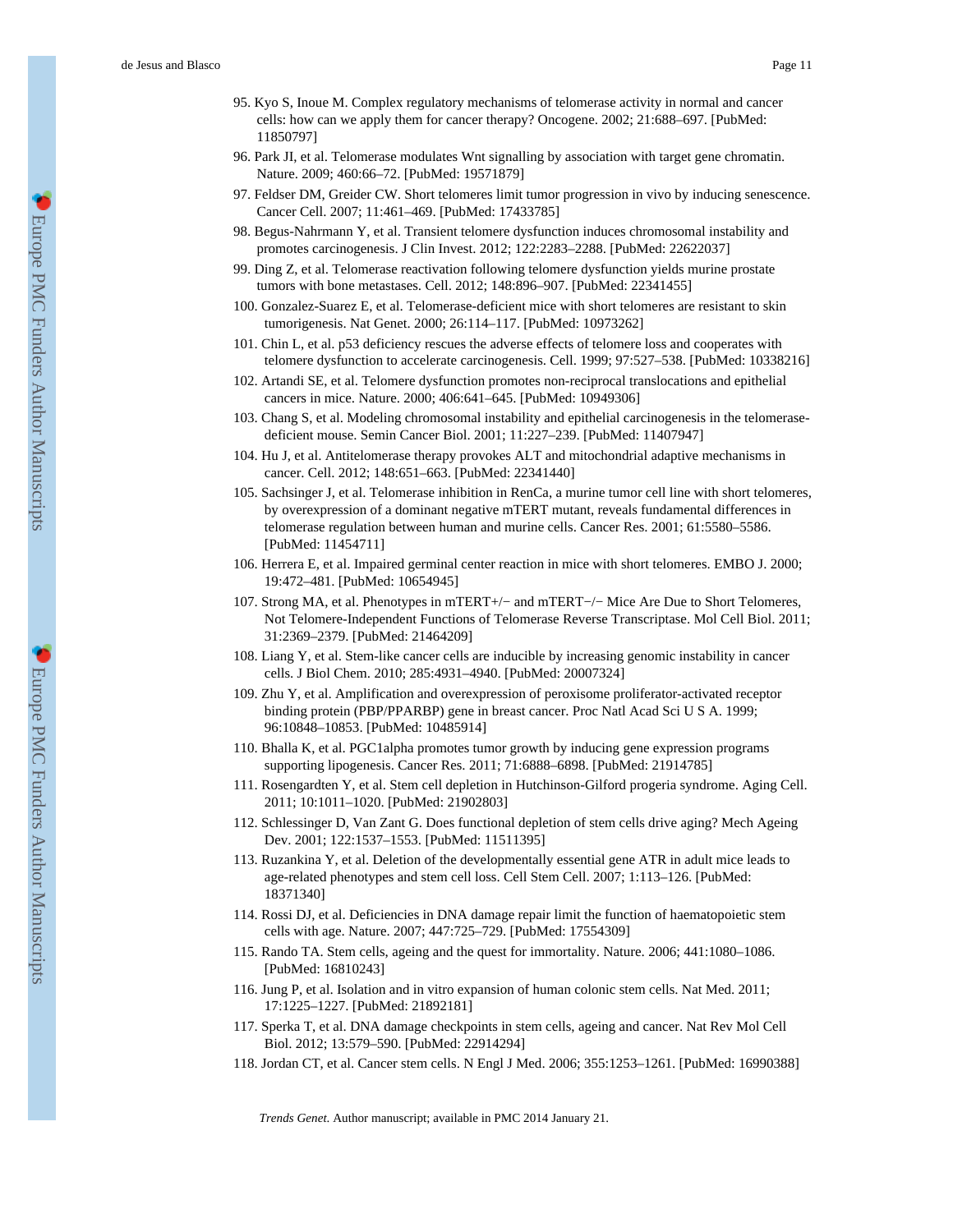95. Kyo S, Inoue M. Complex regulatory mechanisms of telomerase activity in normal and cancer cells: how can we apply them for cancer therapy? Oncogene. 2002; 21:688–697. [PubMed: 11850797]
96. Park JI, et al. Telomerase modulates Wnt signalling by association with target gene chromatin. Nature. 2009; 460:66–72. [PubMed: 19571879]
97. Feldser DM, Greider CW. Short telomeres limit tumor progression in vivo by inducing senescence. Cancer Cell. 2007; 11:461–469. [PubMed: 17433785]
98. Begus-Nahrmann Y, et al. Transient telomere dysfunction induces chromosomal instability and promotes carcinogenesis. J Clin Invest. 2012; 122:2283–2288. [PubMed: 22622037]
99. Ding Z, et al. Telomerase reactivation following telomere dysfunction yields murine prostate tumors with bone metastases. Cell. 2012; 148:896–907. [PubMed: 22341455]
100. Gonzalez-Suarez E, et al. Telomerase-deficient mice with short telomeres are resistant to skin tumorigenesis. Nat Genet. 2000; 26:114–117. [PubMed: 10973262]
101. Chin L, et al. p53 deficiency rescues the adverse effects of telomere loss and cooperates with telomere dysfunction to accelerate carcinogenesis. Cell. 1999; 97:527–538. [PubMed: 10338216]
102. Artandi SE, et al. Telomere dysfunction promotes non-reciprocal translocations and epithelial cancers in mice. Nature. 2000; 406:641–645. [PubMed: 10949306]
103. Chang S, et al. Modeling chromosomal instability and epithelial carcinogenesis in the telomerase-deficient mouse. Semin Cancer Biol. 2001; 11:227–239. [PubMed: 11407947]
104. Hu J, et al. Antitelomerase therapy provokes ALT and mitochondrial adaptive mechanisms in cancer. Cell. 2012; 148:651–663. [PubMed: 22341440]
105. Sachsinger J, et al. Telomerase inhibition in RenCa, a murine tumor cell line with short telomeres, by overexpression of a dominant negative mTERT mutant, reveals fundamental differences in telomerase regulation between human and murine cells. Cancer Res. 2001; 61:5580–5586. [PubMed: 11454711]
106. Herrera E, et al. Impaired germinal center reaction in mice with short telomeres. EMBO J. 2000; 19:472–481. [PubMed: 10654945]
107. Strong MA, et al. Phenotypes in mTERT+/− and mTERT−/− Mice Are Due to Short Telomeres, Not Telomere-Independent Functions of Telomerase Reverse Transcriptase. Mol Cell Biol. 2011; 31:2369–2379. [PubMed: 21464209]
108. Liang Y, et al. Stem-like cancer cells are inducible by increasing genomic instability in cancer cells. J Biol Chem. 2010; 285:4931–4940. [PubMed: 20007324]
109. Zhu Y, et al. Amplification and overexpression of peroxisome proliferator-activated receptor binding protein (PBP/PPARBP) gene in breast cancer. Proc Natl Acad Sci U S A. 1999; 96:10848–10853. [PubMed: 10485914]
110. Bhalla K, et al. PGC1alpha promotes tumor growth by inducing gene expression programs supporting lipogenesis. Cancer Res. 2011; 71:6888–6898. [PubMed: 21914785]
111. Rosengardten Y, et al. Stem cell depletion in Hutchinson-Gilford progeria syndrome. Aging Cell. 2011; 10:1011–1020. [PubMed: 21902803]
112. Schlessinger D, Van Zant G. Does functional depletion of stem cells drive aging? Mech Ageing Dev. 2001; 122:1537–1553. [PubMed: 11511395]
113. Ruzankina Y, et al. Deletion of the developmentally essential gene ATR in adult mice leads to age-related phenotypes and stem cell loss. Cell Stem Cell. 2007; 1:113–126. [PubMed: 18371340]
114. Rossi DJ, et al. Deficiencies in DNA damage repair limit the function of haematopoietic stem cells with age. Nature. 2007; 447:725–729. [PubMed: 17554309]
115. Rando TA. Stem cells, ageing and the quest for immortality. Nature. 2006; 441:1080–1086. [PubMed: 16810243]
116. Jung P, et al. Isolation and in vitro expansion of human colonic stem cells. Nat Med. 2011; 17:1225–1227. [PubMed: 21892181]
117. Sperka T, et al. DNA damage checkpoints in stem cells, ageing and cancer. Nat Rev Mol Cell Biol. 2012; 13:579–590. [PubMed: 22914294]
118. Jordan CT, et al. Cancer stem cells. N Engl J Med. 2006; 355:1253–1261. [PubMed: 16990388]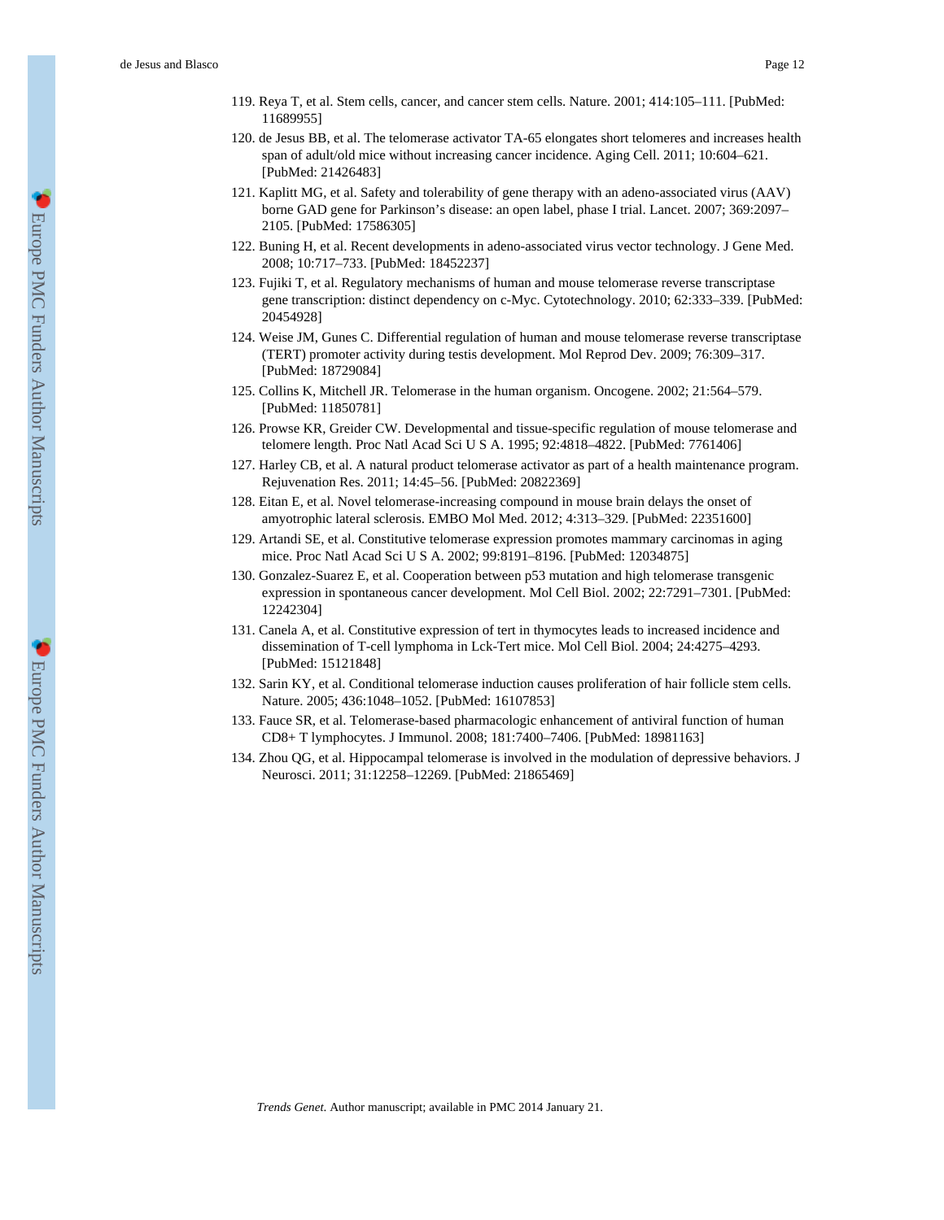119. Reya T, et al. Stem cells, cancer, and cancer stem cells. Nature. 2001; 414:105–111. [PubMed: 11689955]
120. de Jesus BB, et al. The telomerase activator TA-65 elongates short telomeres and increases health span of adult/old mice without increasing cancer incidence. Aging Cell. 2011; 10:604–621. [PubMed: 21426483]
121. Kaplitt MG, et al. Safety and tolerability of gene therapy with an adeno-associated virus (AAV) borne GAD gene for Parkinson's disease: an open label, phase I trial. Lancet. 2007; 369:2097–2105. [PubMed: 17586305]
122. Buning H, et al. Recent developments in adeno-associated virus vector technology. J Gene Med. 2008; 10:717–733. [PubMed: 18452237]
123. Fujiki T, et al. Regulatory mechanisms of human and mouse telomerase reverse transcriptase gene transcription: distinct dependency on c-Myc. Cytotechnology. 2010; 62:333–339. [PubMed: 20454928]
124. Weise JM, Gunes C. Differential regulation of human and mouse telomerase reverse transcriptase (TERT) promoter activity during testis development. Mol Reprod Dev. 2009; 76:309–317. [PubMed: 18729084]
125. Collins K, Mitchell JR. Telomerase in the human organism. Oncogene. 2002; 21:564–579. [PubMed: 11850781]
126. Prowse KR, Greider CW. Developmental and tissue-specific regulation of mouse telomerase and telomere length. Proc Natl Acad Sci U S A. 1995; 92:4818–4822. [PubMed: 7761406]
127. Harley CB, et al. A natural product telomerase activator as part of a health maintenance program. Rejuvenation Res. 2011; 14:45–56. [PubMed: 20822369]
128. Eitan E, et al. Novel telomerase-increasing compound in mouse brain delays the onset of amyotrophic lateral sclerosis. EMBO Mol Med. 2012; 4:313–329. [PubMed: 22351600]
129. Artandi SE, et al. Constitutive telomerase expression promotes mammary carcinomas in aging mice. Proc Natl Acad Sci U S A. 2002; 99:8191–8196. [PubMed: 12034875]
130. Gonzalez-Suarez E, et al. Cooperation between p53 mutation and high telomerase transgenic expression in spontaneous cancer development. Mol Cell Biol. 2002; 22:7291–7301. [PubMed: 12242304]
131. Canela A, et al. Constitutive expression of tert in thymocytes leads to increased incidence and dissemination of T-cell lymphoma in Lck-Tert mice. Mol Cell Biol. 2004; 24:4275–4293. [PubMed: 15121848]
132. Sarin KY, et al. Conditional telomerase induction causes proliferation of hair follicle stem cells. Nature. 2005; 436:1048–1052. [PubMed: 16107853]
133. Fauce SR, et al. Telomerase-based pharmacologic enhancement of antiviral function of human CD8+ T lymphocytes. J Immunol. 2008; 181:7400–7406. [PubMed: 18981163]
134. Zhou QG, et al. Hippocampal telomerase is involved in the modulation of depressive behaviors. J Neurosci. 2011; 31:12258–12269. [PubMed: 21865469]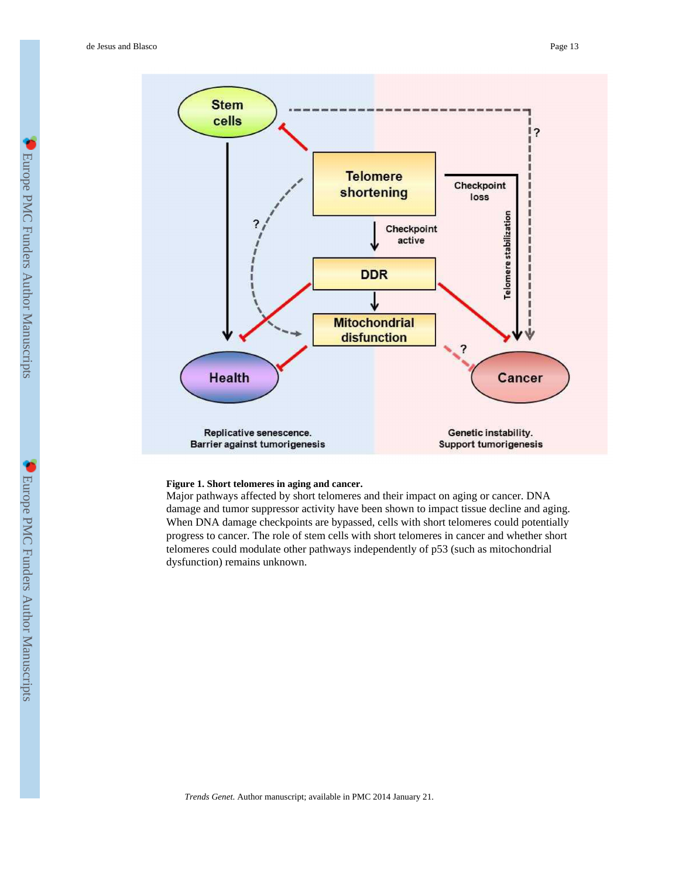**Figure 1. Short telomeres in aging and cancer.**

Major pathways affected by short telomeres and their impact on aging or cancer. DNA damage and tumor suppressor activity have been shown to impact tissue decline and aging. When DNA damage checkpoints are bypassed, cells with short telomeres could potentially progress to cancer. The role of stem cells with short telomeres in cancer and whether short telomeres could modulate other pathways independently of p53 (such as mitochondrial dysfunction) remains unknown.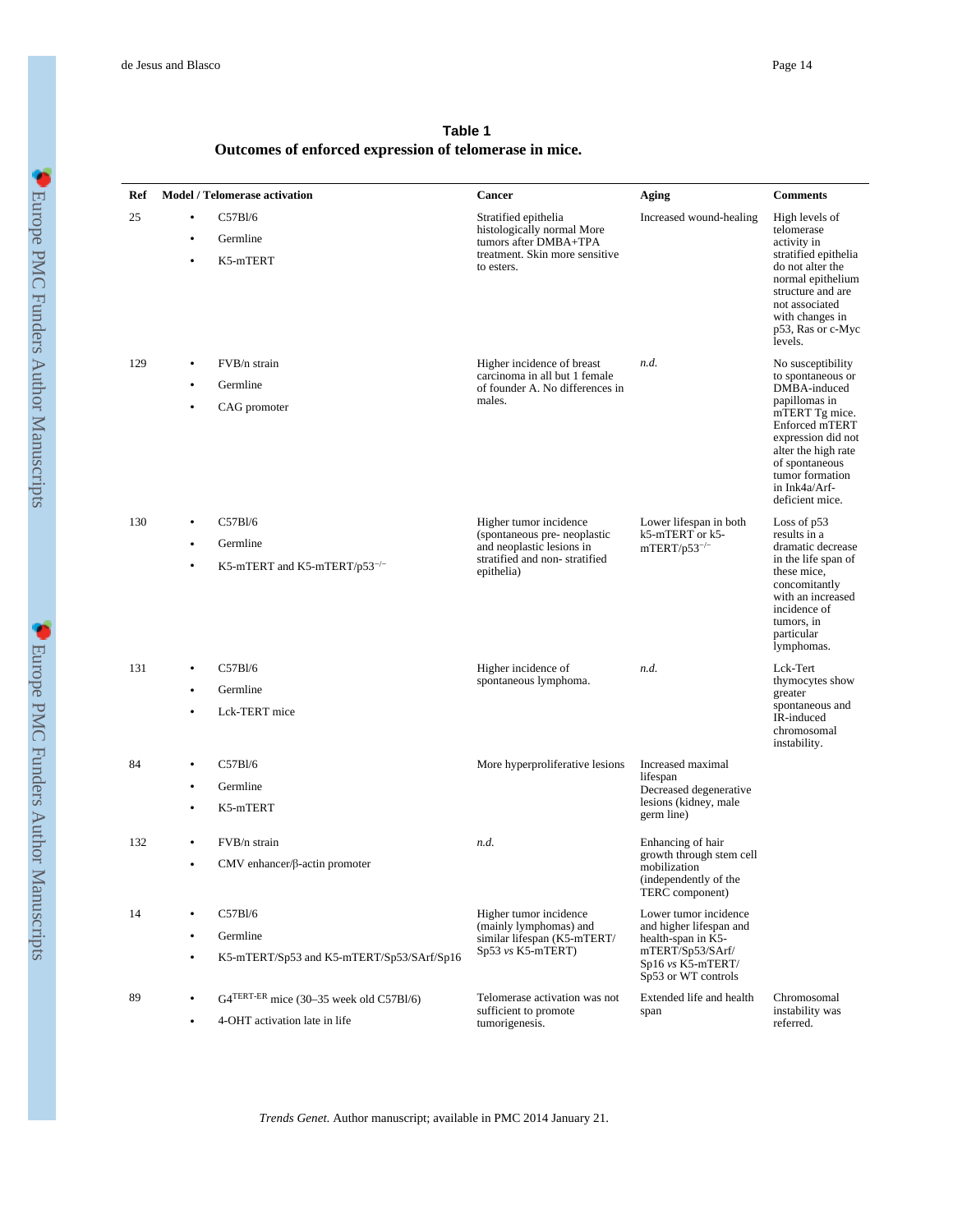**Table 1**

**Outcomes of enforced expression of telomerase in mice.**

| Ref | Model / Telomerase activation | Cancer | Aging | Comments |
|---|---|---|---|---|
| 25 | • C57Bl/6<br>• Germline<br>• K5-mTERT | Stratified epithelia histologically normal More tumors after DMBA+TPA treatment. Skin more sensitive to esters. | Increased wound-healing | High levels of telomerase activity in stratified epithelia do not alter the normal epithelium structure and are not associated with changes in p53, Ras or c-Myc levels. |
| 129 | • FVB/n strain<br>• Germline<br>• CAG promoter | Higher incidence of breast carcinoma in all but 1 female of founder A. No differences in males. | *n.d.* | No susceptibility to spontaneous or DMBA-induced papillomas in mTERT Tg mice. Enforced mTERT expression did not alter the high rate of spontaneous tumor formation in Ink4a/Arf-deficient mice. |
| 130 | • C57Bl/6<br>• Germline<br>• K5-mTERT and K5-mTERT/p53$^{-/-}$ | Higher tumor incidence (spontaneous pre- neoplastic and neoplastic lesions in stratified and non- stratified epithelia) | Lower lifespan in both k5-mTERT or k5-mTERT/p53$^{-/-}$ | Loss of p53 results in a dramatic decrease in the life span of these mice, concomitantly with an increased incidence of tumors, in particular lymphomas. |
| 131 | • C57Bl/6<br>• Germline<br>• Lck-TERT mice | Higher incidence of spontaneous lymphoma. | *n.d.* | Lck-Tert thymocytes show greater spontaneous and IR-induced chromosomal instability. |
| 84 | • C57Bl/6<br>• Germline<br>• K5-mTERT | More hyperproliferative lesions | Increased maximal lifespan<br>Decreased degenerative lesions (kidney, male germ line) | |
| 132 | • FVB/n strain<br>• CMV enhancer/β-actin promoter | *n.d.* | Enhancing of hair growth through stem cell mobilization (independently of the TERC component) | |
| 14 | • C57Bl/6<br>• Germline<br>• K5-mTERT/Sp53 and K5-mTERT/Sp53/SArf/Sp16 | Higher tumor incidence (mainly lymphomas) and similar lifespan (K5-mTERT/Sp53 *vs* K5-mTERT) | Lower tumor incidence and higher lifespan and health-span in K5-mTERT/Sp53/SArf/Sp16 *vs* K5-mTERT/Sp53 or WT controls | |
| 89 | • G4$^{TERT-ER}$ mice (30–35 week old C57Bl/6)<br>• 4-OHT activation late in life | Telomerase activation was not sufficient to promote tumorigenesis. | Extended life and health span | Chromosomal instability was referred. |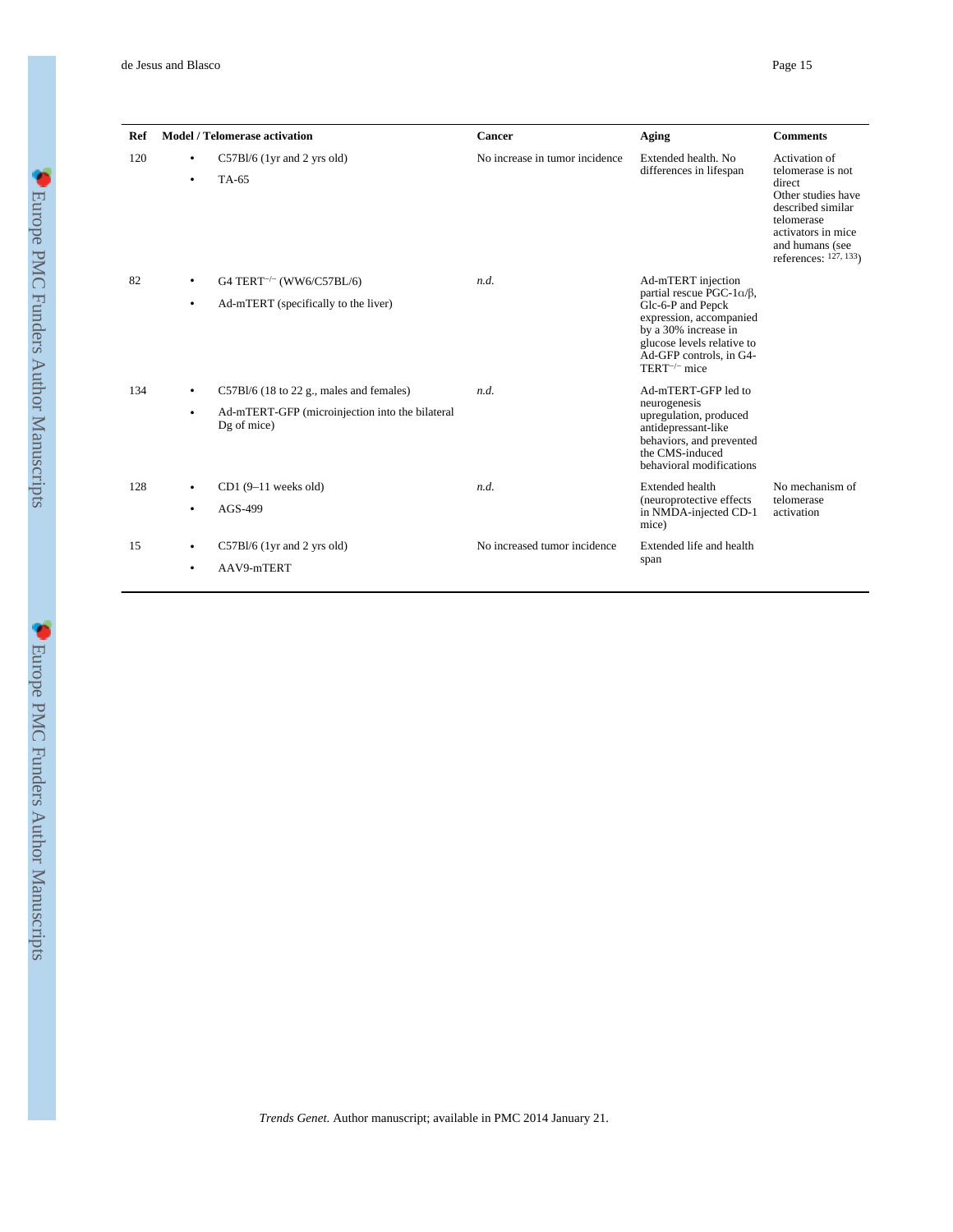| Ref | Model / Telomerase activation | Cancer | Aging | Comments |
|---|---|---|---|---|
| 120 | • C57Bl/6 (1yr and 2 yrs old)<br>• TA-65 | No increase in tumor incidence | Extended health. No differences in lifespan | Activation of telomerase is not direct<br>Other studies have described similar telomerase activators in mice and humans (see references: [127, 133]) |
| 82 | • G4 $TERT^{-/-}$ (WW6/C57BL/6)<br>• Ad-mTERT (specifically to the liver) | *n.d.* | Ad-mTERT injection partial rescue PGC-1α/β, Glc-6-P and Pepck expression, accompanied by a 30% increase in glucose levels relative to Ad-GFP controls, in G4-$TERT^{-/-}$ mice | |
| 134 | • C57Bl/6 (18 to 22 g., males and females)<br>• Ad-mTERT-GFP (microinjection into the bilateral Dg of mice) | *n.d.* | Ad-mTERT-GFP led to neurogenesis upregulation, produced antidepressant-like behaviors, and prevented the CMS-induced behavioral modifications | |
| 128 | • CD1 (9–11 weeks old)<br>• AGS-499 | *n.d.* | Extended health (neuroprotective effects in NMDA-injected CD-1 mice) | No mechanism of telomerase activation |
| 15 | • C57Bl/6 (1yr and 2 yrs old)<br>• AAV9-mTERT | No increased tumor incidence | Extended life and health span | |